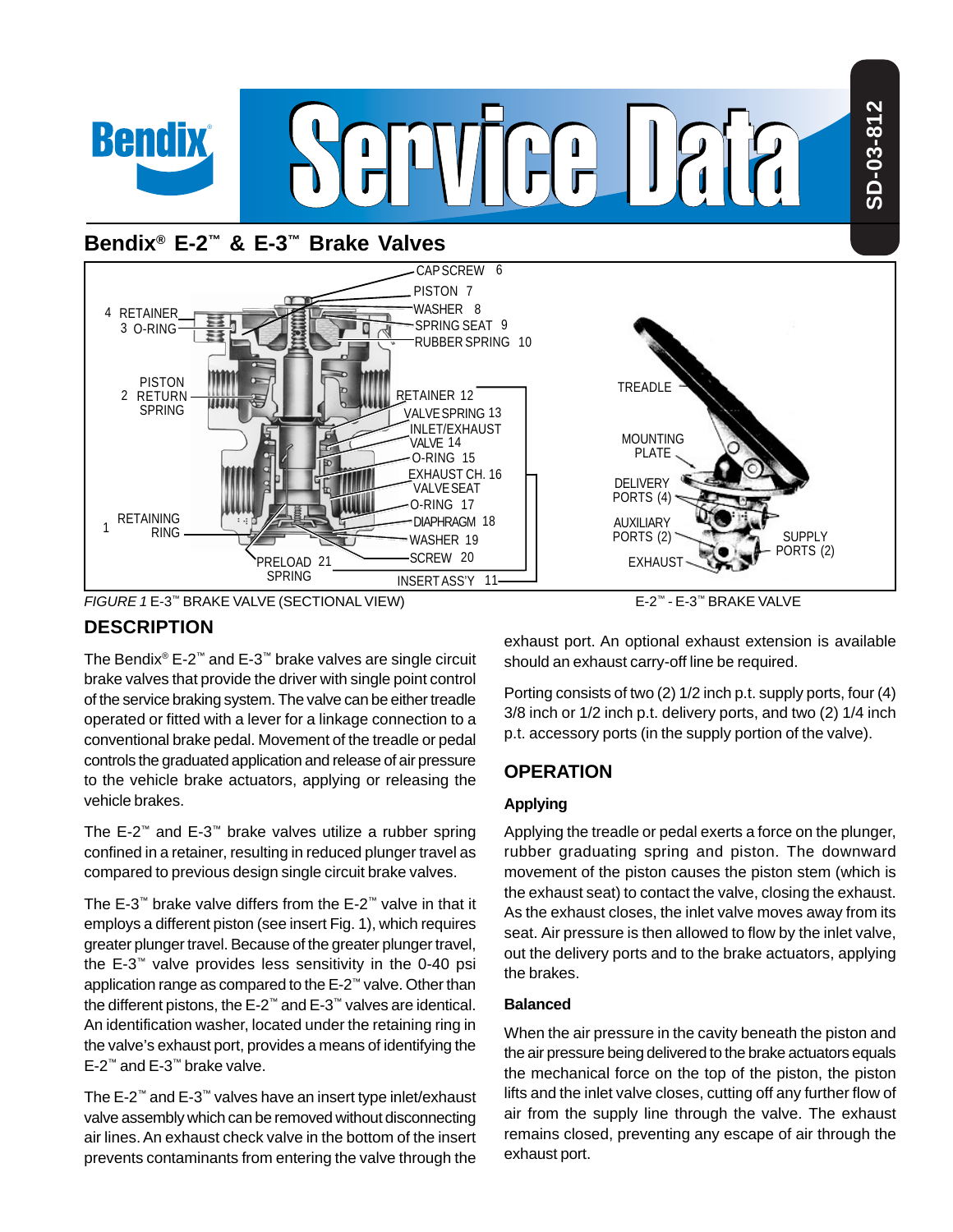# Bendix® E-2™ & E-3™ Brake Valves

*FIGURE 1* E-3™ BRAKE VALVE (SECTIONAL VIEW)

E-2™ - E-3™ BRAKE VALVE

## DESCRIPTION

The Bendix® E-2™ and E-3™ brake valves are single circuit brake valves that provide the driver with single point control of the service braking system. The valve can be either treadle operated or fitted with a lever for a linkage connection to a conventional brake pedal. Movement of the treadle or pedal controls the graduated application and release of air pressure to the vehicle brake actuators, applying or releasing the vehicle brakes.

The E-2™ and E-3™ brake valves utilize a rubber spring confined in a retainer, resulting in reduced plunger travel as compared to previous design single circuit brake valves.

The E-3™ brake valve differs from the E-2™ valve in that it employs a different piston (see insert Fig. 1), which requires greater plunger travel. Because of the greater plunger travel, the E-3™ valve provides less sensitivity in the 0-40 psi application range as compared to the E-2™ valve. Other than the different pistons, the E-2™ and E-3™ valves are identical. An identification washer, located under the retaining ring in the valve's exhaust port, provides a means of identifying the E-2™ and E-3™ brake valve.

The E-2™ and E-3™ valves have an insert type inlet/exhaust valve assembly which can be removed without disconnecting air lines. An exhaust check valve in the bottom of the insert prevents contaminants from entering the valve through the exhaust port. An optional exhaust extension is available should an exhaust carry-off line be required.

Porting consists of two (2) 1/2 inch p.t. supply ports, four (4) 3/8 inch or 1/2 inch p.t. delivery ports, and two (2) 1/4 inch p.t. accessory ports (in the supply portion of the valve).

## OPERATION

### Applying

Applying the treadle or pedal exerts a force on the plunger, rubber graduating spring and piston. The downward movement of the piston causes the piston stem (which is the exhaust seat) to contact the valve, closing the exhaust. As the exhaust closes, the inlet valve moves away from its seat. Air pressure is then allowed to flow by the inlet valve, out the delivery ports and to the brake actuators, applying the brakes.

### Balanced

When the air pressure in the cavity beneath the piston and the air pressure being delivered to the brake actuators equals the mechanical force on the top of the piston, the piston lifts and the inlet valve closes, cutting off any further flow of air from the supply line through the valve. The exhaust remains closed, preventing any escape of air through the exhaust port.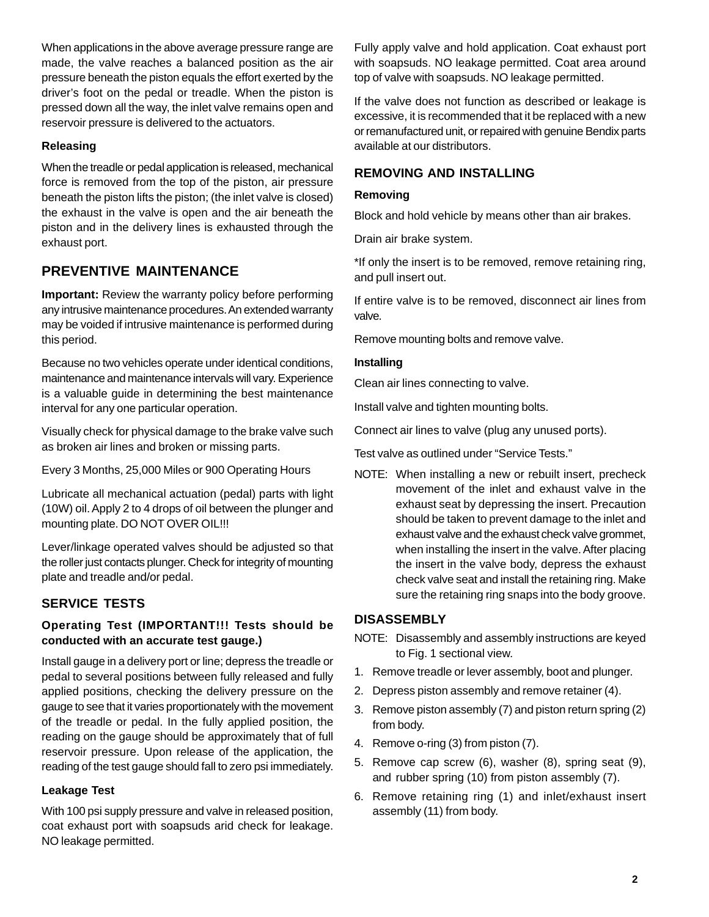When applications in the above average pressure range are made, the valve reaches a balanced position as the air pressure beneath the piston equals the effort exerted by the driver's foot on the pedal or treadle. When the piston is pressed down all the way, the inlet valve remains open and reservoir pressure is delivered to the actuators.

### Releasing

When the treadle or pedal application is released, mechanical force is removed from the top of the piston, air pressure beneath the piston lifts the piston; (the inlet valve is closed) the exhaust in the valve is open and the air beneath the piston and in the delivery lines is exhausted through the exhaust port.

## PREVENTIVE MAINTENANCE

**Important:** Review the warranty policy before performing any intrusive maintenance procedures. An extended warranty may be voided if intrusive maintenance is performed during this period.

Because no two vehicles operate under identical conditions, maintenance and maintenance intervals will vary. Experience is a valuable guide in determining the best maintenance interval for any one particular operation.

Visually check for physical damage to the brake valve such as broken air lines and broken or missing parts.

Every 3 Months, 25,000 Miles or 900 Operating Hours

Lubricate all mechanical actuation (pedal) parts with light (10W) oil. Apply 2 to 4 drops of oil between the plunger and mounting plate. DO NOT OVER OIL!!!

Lever/linkage operated valves should be adjusted so that the roller just contacts plunger. Check for integrity of mounting plate and treadle and/or pedal.

## SERVICE TESTS

### Operating Test (IMPORTANT!!! Tests should be conducted with an accurate test gauge.)

Install gauge in a delivery port or line; depress the treadle or pedal to several positions between fully released and fully applied positions, checking the delivery pressure on the gauge to see that it varies proportionately with the movement of the treadle or pedal. In the fully applied position, the reading on the gauge should be approximately that of full reservoir pressure. Upon release of the application, the reading of the test gauge should fall to zero psi immediately.

### Leakage Test

With 100 psi supply pressure and valve in released position, coat exhaust port with soapsuds arid check for leakage. NO leakage permitted.

Fully apply valve and hold application. Coat exhaust port with soapsuds. NO leakage permitted. Coat area around top of valve with soapsuds. NO leakage permitted.

If the valve does not function as described or leakage is excessive, it is recommended that it be replaced with a new or remanufactured unit, or repaired with genuine Bendix parts available at our distributors.

## REMOVING AND INSTALLING

### Removing

Block and hold vehicle by means other than air brakes.

Drain air brake system.

*If only the insert is to be removed, remove retaining ring, and pull insert out.

If entire valve is to be removed, disconnect air lines from valve.

Remove mounting bolts and remove valve.

### Installing

Clean air lines connecting to valve.

Install valve and tighten mounting bolts.

Connect air lines to valve (plug any unused ports).

Test valve as outlined under "Service Tests."

NOTE: When installing a new or rebuilt insert, precheck movement of the inlet and exhaust valve in the exhaust seat by depressing the insert. Precaution should be taken to prevent damage to the inlet and exhaust valve and the exhaust check valve grommet, when installing the insert in the valve. After placing the insert in the valve body, depress the exhaust check valve seat and install the retaining ring. Make sure the retaining ring snaps into the body groove.

## DISASSEMBLY

NOTE: Disassembly and assembly instructions are keyed to Fig. 1 sectional view.

1. Remove treadle or lever assembly, boot and plunger.
2. Depress piston assembly and remove retainer (4).
3. Remove piston assembly (7) and piston return spring (2) from body.
4. Remove o-ring (3) from piston (7).
5. Remove cap screw (6), washer (8), spring seat (9), and rubber spring (10) from piston assembly (7).
6. Remove retaining ring (1) and inlet/exhaust insert assembly (11) from body.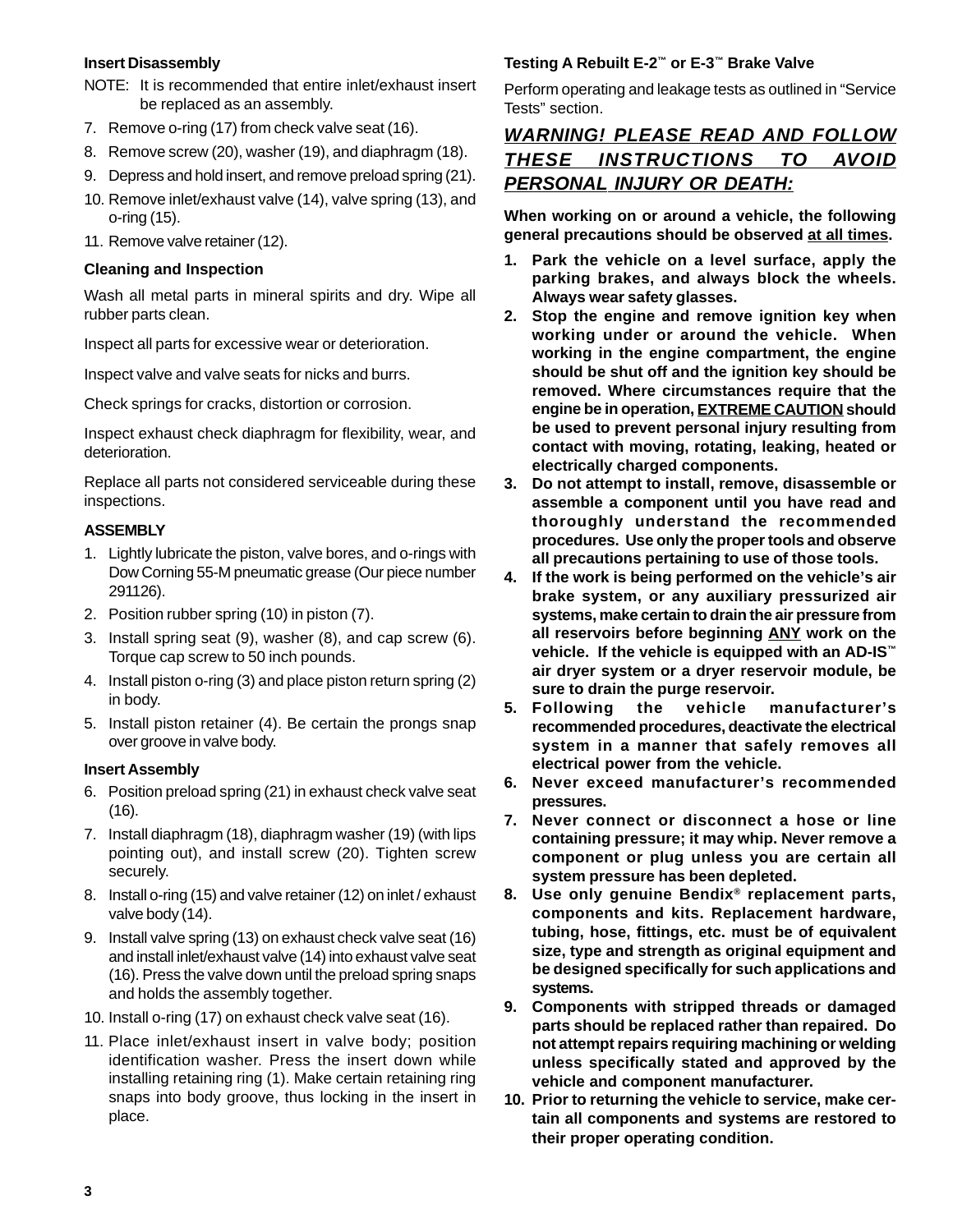**Insert Disassembly**

NOTE: It is recommended that entire inlet/exhaust insert be replaced as an assembly.

7. Remove o-ring (17) from check valve seat (16).
8. Remove screw (20), washer (19), and diaphragm (18).
9. Depress and hold insert, and remove preload spring (21).
10. Remove inlet/exhaust valve (14), valve spring (13), and o-ring (15).
11. Remove valve retainer (12).

**Cleaning and Inspection**

Wash all metal parts in mineral spirits and dry. Wipe all rubber parts clean.

Inspect all parts for excessive wear or deterioration.

Inspect valve and valve seats for nicks and burrs.

Check springs for cracks, distortion or corrosion.

Inspect exhaust check diaphragm for flexibility, wear, and deterioration.

Replace all parts not considered serviceable during these inspections.

**ASSEMBLY**

1. Lightly lubricate the piston, valve bores, and o-rings with Dow Corning 55-M pneumatic grease (Our piece number 291126).
2. Position rubber spring (10) in piston (7).
3. Install spring seat (9), washer (8), and cap screw (6). Torque cap screw to 50 inch pounds.
4. Install piston o-ring (3) and place piston return spring (2) in body.
5. Install piston retainer (4). Be certain the prongs snap over groove in valve body.

**Insert Assembly**

6. Position preload spring (21) in exhaust check valve seat (16).
7. Install diaphragm (18), diaphragm washer (19) (with lips pointing out), and install screw (20). Tighten screw securely.
8. Install o-ring (15) and valve retainer (12) on inlet / exhaust valve body (14).
9. Install valve spring (13) on exhaust check valve seat (16) and install inlet/exhaust valve (14) into exhaust valve seat (16). Press the valve down until the preload spring snaps and holds the assembly together.
10. Install o-ring (17) on exhaust check valve seat (16).
11. Place inlet/exhaust insert in valve body; position identification washer. Press the insert down while installing retaining ring (1). Make certain retaining ring snaps into body groove, thus locking in the insert in place.

**Testing A Rebuilt E-2™ or E-3™ Brake Valve**

Perform operating and leakage tests as outlined in "Service Tests" section.

## ***WARNING! PLEASE READ AND FOLLOW THESE INSTRUCTIONS TO AVOID PERSONAL INJURY OR DEATH:***

**When working on or around a vehicle, the following general precautions should be observed at all times.**

1. **Park the vehicle on a level surface, apply the parking brakes, and always block the wheels. Always wear safety glasses.**
2. **Stop the engine and remove ignition key when working under or around the vehicle. When working in the engine compartment, the engine should be shut off and the ignition key should be removed. Where circumstances require that the engine be in operation, EXTREME CAUTION should be used to prevent personal injury resulting from contact with moving, rotating, leaking, heated or electrically charged components.**
3. **Do not attempt to install, remove, disassemble or assemble a component until you have read and thoroughly understand the recommended procedures. Use only the proper tools and observe all precautions pertaining to use of those tools.**
4. **If the work is being performed on the vehicle's air brake system, or any auxiliary pressurized air systems, make certain to drain the air pressure from all reservoirs before beginning ANY work on the vehicle. If the vehicle is equipped with an AD-IS™ air dryer system or a dryer reservoir module, be sure to drain the purge reservoir.**
5. **Following the vehicle manufacturer's recommended procedures, deactivate the electrical system in a manner that safely removes all electrical power from the vehicle.**
6. **Never exceed manufacturer's recommended pressures.**
7. **Never connect or disconnect a hose or line containing pressure; it may whip. Never remove a component or plug unless you are certain all system pressure has been depleted.**
8. **Use only genuine Bendix® replacement parts, components and kits. Replacement hardware, tubing, hose, fittings, etc. must be of equivalent size, type and strength as original equipment and be designed specifically for such applications and systems.**
9. **Components with stripped threads or damaged parts should be replaced rather than repaired. Do not attempt repairs requiring machining or welding unless specifically stated and approved by the vehicle and component manufacturer.**
10. **Prior to returning the vehicle to service, make certain all components and systems are restored to their proper operating condition.**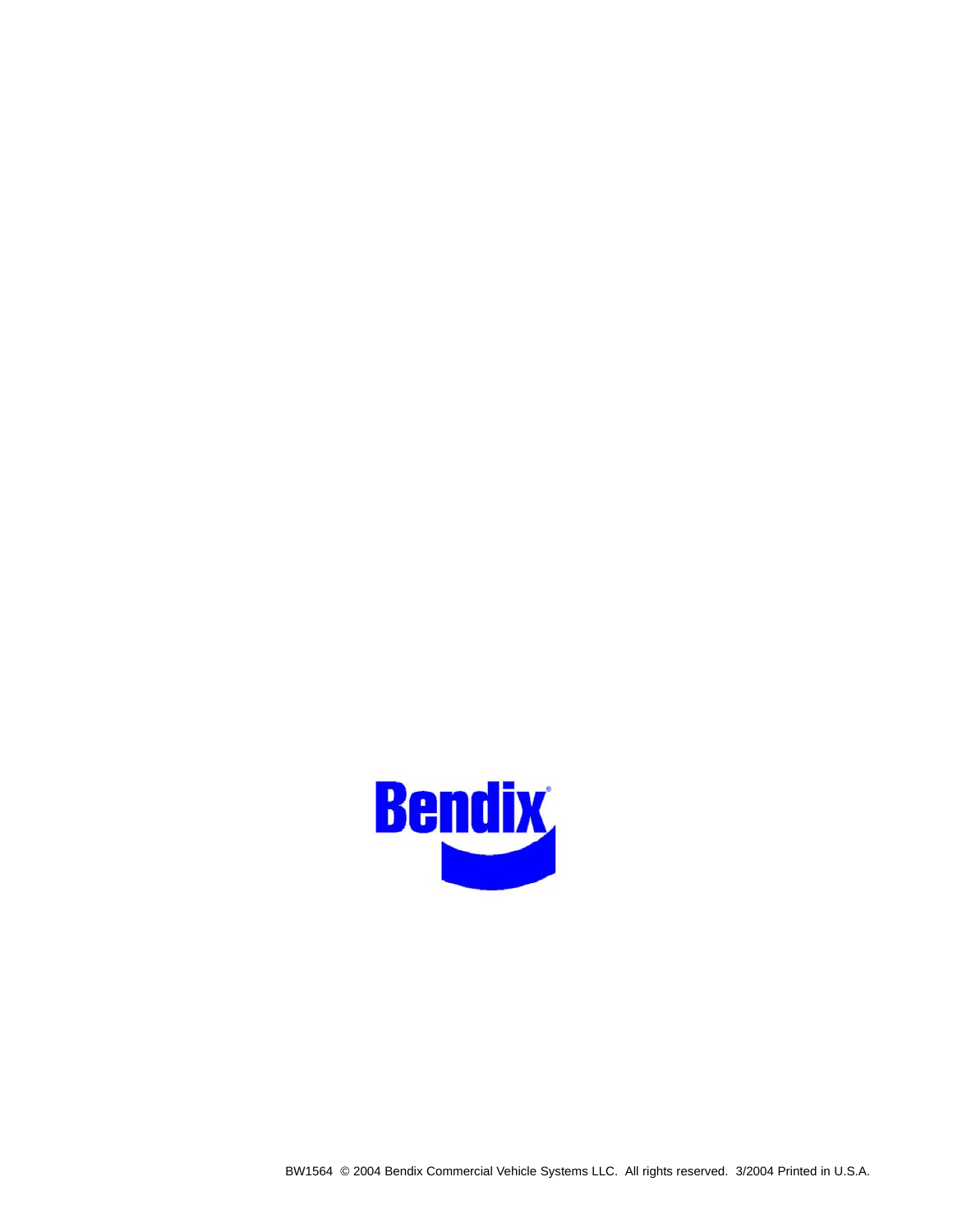Bendix®

BW1564 © 2004 Bendix Commercial Vehicle Systems LLC. All rights reserved. 3/2004 Printed in U.S.A.